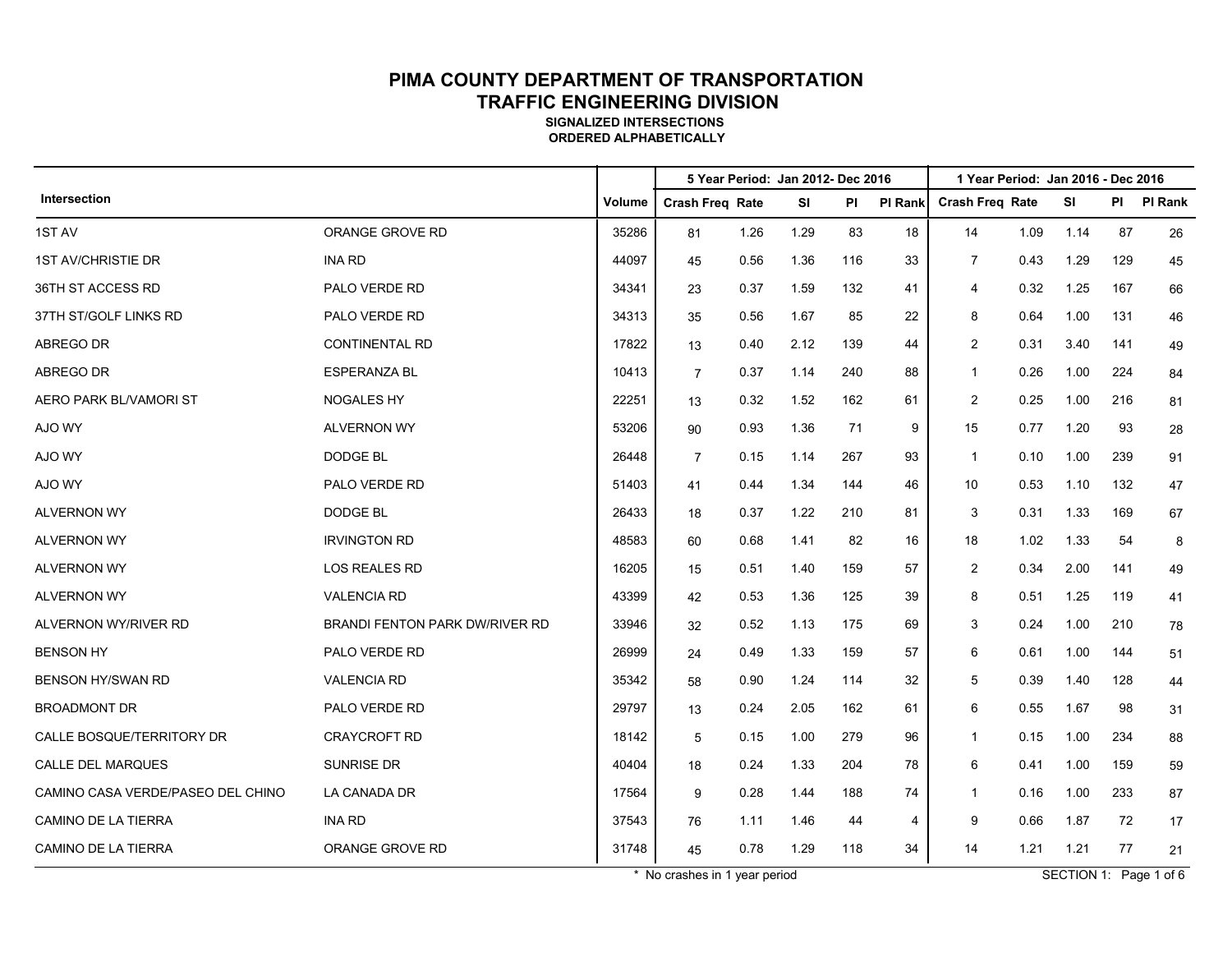# PIMA COUNTY DEPARTMENT OF TRANSPORTATION
## TRAFFIC ENGINEERING DIVISION
### SIGNALIZED INTERSECTIONS
### ORDERED ALPHABETICALLY

| Intersection | | Volume | 5 Year Period: Jan 2012- Dec 2016 | | | | | 1 Year Period: Jan 2016 - Dec 2016 | | | | |
|---|---|---|---|---|---|---|---|---|---|---|---|---|
| | | | Crash Freq | Rate | SI | PI | PI Rank | Crash Freq | Rate | SI | PI | PI Rank |
| 1ST AV | ORANGE GROVE RD | 35286 | 81 | 1.26 | 1.29 | 83 | 18 | 14 | 1.09 | 1.14 | 87 | 26 |
| 1ST AV/CHRISTIE DR | INA RD | 44097 | 45 | 0.56 | 1.36 | 116 | 33 | 7 | 0.43 | 1.29 | 129 | 45 |
| 36TH ST ACCESS RD | PALO VERDE RD | 34341 | 23 | 0.37 | 1.59 | 132 | 41 | 4 | 0.32 | 1.25 | 167 | 66 |
| 37TH ST/GOLF LINKS RD | PALO VERDE RD | 34313 | 35 | 0.56 | 1.67 | 85 | 22 | 8 | 0.64 | 1.00 | 131 | 46 |
| ABREGO DR | CONTINENTAL RD | 17822 | 13 | 0.40 | 2.12 | 139 | 44 | 2 | 0.31 | 3.40 | 141 | 49 |
| ABREGO DR | ESPERANZA BL | 10413 | 7 | 0.37 | 1.14 | 240 | 88 | 1 | 0.26 | 1.00 | 224 | 84 |
| AERO PARK BL/VAMORI ST | NOGALES HY | 22251 | 13 | 0.32 | 1.52 | 162 | 61 | 2 | 0.25 | 1.00 | 216 | 81 |
| AJO WY | ALVERNON WY | 53206 | 90 | 0.93 | 1.36 | 71 | 9 | 15 | 0.77 | 1.20 | 93 | 28 |
| AJO WY | DODGE BL | 26448 | 7 | 0.15 | 1.14 | 267 | 93 | 1 | 0.10 | 1.00 | 239 | 91 |
| AJO WY | PALO VERDE RD | 51403 | 41 | 0.44 | 1.34 | 144 | 46 | 10 | 0.53 | 1.10 | 132 | 47 |
| ALVERNON WY | DODGE BL | 26433 | 18 | 0.37 | 1.22 | 210 | 81 | 3 | 0.31 | 1.33 | 169 | 67 |
| ALVERNON WY | IRVINGTON RD | 48583 | 60 | 0.68 | 1.41 | 82 | 16 | 18 | 1.02 | 1.33 | 54 | 8 |
| ALVERNON WY | LOS REALES RD | 16205 | 15 | 0.51 | 1.40 | 159 | 57 | 2 | 0.34 | 2.00 | 141 | 49 |
| ALVERNON WY | VALENCIA RD | 43399 | 42 | 0.53 | 1.36 | 125 | 39 | 8 | 0.51 | 1.25 | 119 | 41 |
| ALVERNON WY/RIVER RD | BRANDI FENTON PARK DW/RIVER RD | 33946 | 32 | 0.52 | 1.13 | 175 | 69 | 3 | 0.24 | 1.00 | 210 | 78 |
| BENSON HY | PALO VERDE RD | 26999 | 24 | 0.49 | 1.33 | 159 | 57 | 6 | 0.61 | 1.00 | 144 | 51 |
| BENSON HY/SWAN RD | VALENCIA RD | 35342 | 58 | 0.90 | 1.24 | 114 | 32 | 5 | 0.39 | 1.40 | 128 | 44 |
| BROADMONT DR | PALO VERDE RD | 29797 | 13 | 0.24 | 2.05 | 162 | 61 | 6 | 0.55 | 1.67 | 98 | 31 |
| CALLE BOSQUE/TERRITORY DR | CRAYCROFT RD | 18142 | 5 | 0.15 | 1.00 | 279 | 96 | 1 | 0.15 | 1.00 | 234 | 88 |
| CALLE DEL MARQUES | SUNRISE DR | 40404 | 18 | 0.24 | 1.33 | 204 | 78 | 6 | 0.41 | 1.00 | 159 | 59 |
| CAMINO CASA VERDE/PASEO DEL CHINO | LA CANADA DR | 17564 | 9 | 0.28 | 1.44 | 188 | 74 | 1 | 0.16 | 1.00 | 233 | 87 |
| CAMINO DE LA TIERRA | INA RD | 37543 | 76 | 1.11 | 1.46 | 44 | 4 | 9 | 0.66 | 1.87 | 72 | 17 |
| CAMINO DE LA TIERRA | ORANGE GROVE RD | 31748 | 45 | 0.78 | 1.29 | 118 | 34 | 14 | 1.21 | 1.21 | 77 | 21 |

\* No crashes in 1 year period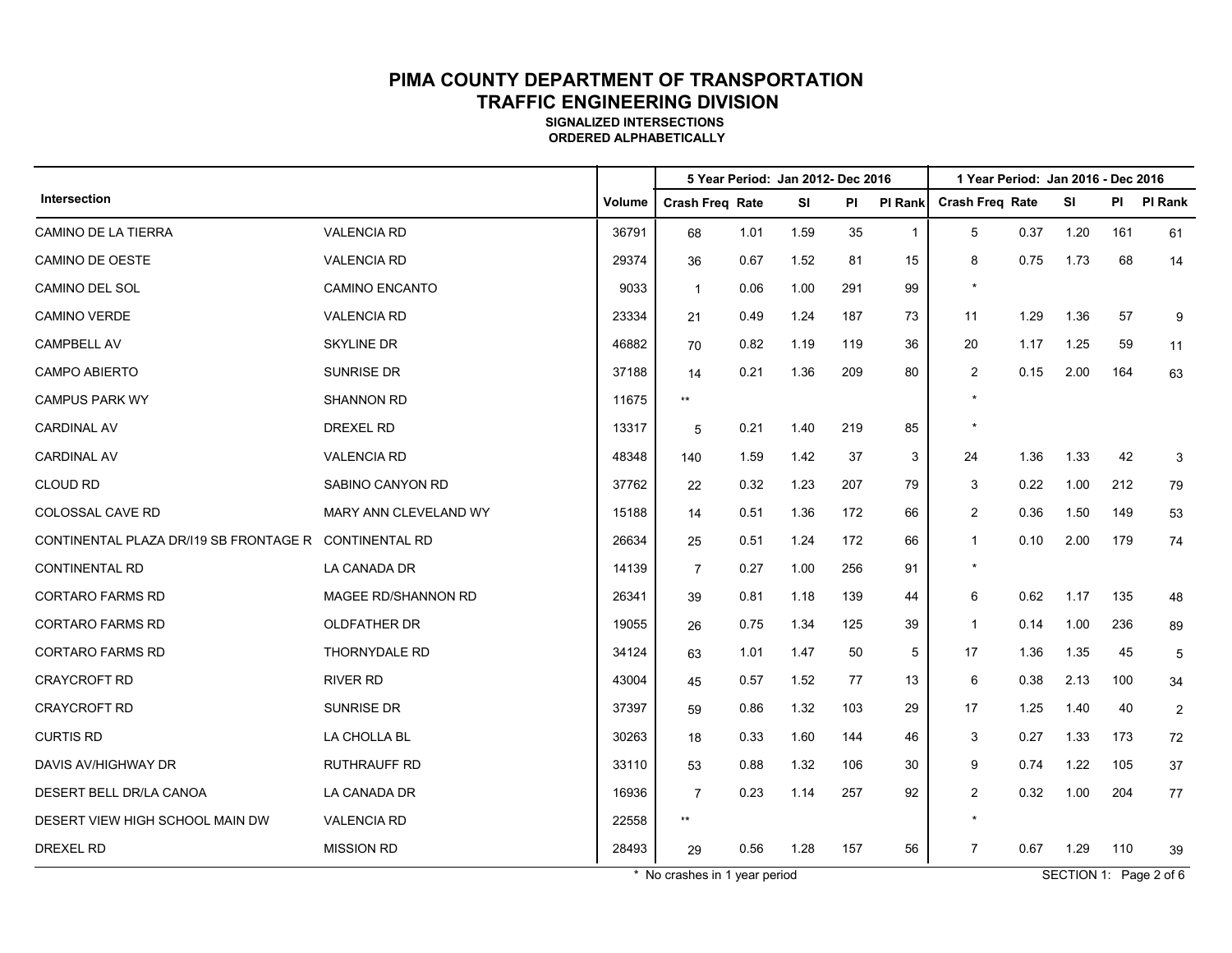# PIMA COUNTY DEPARTMENT OF TRANSPORTATION
## TRAFFIC ENGINEERING DIVISION
### SIGNALIZED INTERSECTIONS
### ORDERED ALPHABETICALLY

| Intersection | | Volume | 5 Year Period: Jan 2012- Dec 2016 | | | | | 1 Year Period: Jan 2016 - Dec 2016 | | | | |
|---|---|---|---|---|---|---|---|---|---|---|---|---|
| | | | Crash Freq | Rate | SI | PI | PI Rank | Crash Freq | Rate | SI | PI | PI Rank |
| CAMINO DE LA TIERRA | VALENCIA RD | 36791 | 68 | 1.01 | 1.59 | 35 | 1 | 5 | 0.37 | 1.20 | 161 | 61 |
| CAMINO DE OESTE | VALENCIA RD | 29374 | 36 | 0.67 | 1.52 | 81 | 15 | 8 | 0.75 | 1.73 | 68 | 14 |
| CAMINO DEL SOL | CAMINO ENCANTO | 9033 | 1 | 0.06 | 1.00 | 291 | 99 | * | | | | |
| CAMINO VERDE | VALENCIA RD | 23334 | 21 | 0.49 | 1.24 | 187 | 73 | 11 | 1.29 | 1.36 | 57 | 9 |
| CAMPBELL AV | SKYLINE DR | 46882 | 70 | 0.82 | 1.19 | 119 | 36 | 20 | 1.17 | 1.25 | 59 | 11 |
| CAMPO ABIERTO | SUNRISE DR | 37188 | 14 | 0.21 | 1.36 | 209 | 80 | 2 | 0.15 | 2.00 | 164 | 63 |
| CAMPUS PARK WY | SHANNON RD | 11675 | ** | | | | | * | | | | |
| CARDINAL AV | DREXEL RD | 13317 | 5 | 0.21 | 1.40 | 219 | 85 | * | | | | |
| CARDINAL AV | VALENCIA RD | 48348 | 140 | 1.59 | 1.42 | 37 | 3 | 24 | 1.36 | 1.33 | 42 | 3 |
| CLOUD RD | SABINO CANYON RD | 37762 | 22 | 0.32 | 1.23 | 207 | 79 | 3 | 0.22 | 1.00 | 212 | 79 |
| COLOSSAL CAVE RD | MARY ANN CLEVELAND WY | 15188 | 14 | 0.51 | 1.36 | 172 | 66 | 2 | 0.36 | 1.50 | 149 | 53 |
| CONTINENTAL PLAZA DR/I19 SB FRONTAGE R | CONTINENTAL RD | 26634 | 25 | 0.51 | 1.24 | 172 | 66 | 1 | 0.10 | 2.00 | 179 | 74 |
| CONTINENTAL RD | LA CANADA DR | 14139 | 7 | 0.27 | 1.00 | 256 | 91 | * | | | | |
| CORTARO FARMS RD | MAGEE RD/SHANNON RD | 26341 | 39 | 0.81 | 1.18 | 139 | 44 | 6 | 0.62 | 1.17 | 135 | 48 |
| CORTARO FARMS RD | OLDFATHER DR | 19055 | 26 | 0.75 | 1.34 | 125 | 39 | 1 | 0.14 | 1.00 | 236 | 89 |
| CORTARO FARMS RD | THORNYDALE RD | 34124 | 63 | 1.01 | 1.47 | 50 | 5 | 17 | 1.36 | 1.35 | 45 | 5 |
| CRAYCROFT RD | RIVER RD | 43004 | 45 | 0.57 | 1.52 | 77 | 13 | 6 | 0.38 | 2.13 | 100 | 34 |
| CRAYCROFT RD | SUNRISE DR | 37397 | 59 | 0.86 | 1.32 | 103 | 29 | 17 | 1.25 | 1.40 | 40 | 2 |
| CURTIS RD | LA CHOLLA BL | 30263 | 18 | 0.33 | 1.60 | 144 | 46 | 3 | 0.27 | 1.33 | 173 | 72 |
| DAVIS AV/HIGHWAY DR | RUTHRAUFF RD | 33110 | 53 | 0.88 | 1.32 | 106 | 30 | 9 | 0.74 | 1.22 | 105 | 37 |
| DESERT BELL DR/LA CANOA | LA CANADA DR | 16936 | 7 | 0.23 | 1.14 | 257 | 92 | 2 | 0.32 | 1.00 | 204 | 77 |
| DESERT VIEW HIGH SCHOOL MAIN DW | VALENCIA RD | 22558 | ** | | | | | * | | | | |
| DREXEL RD | MISSION RD | 28493 | 29 | 0.56 | 1.28 | 157 | 56 | 7 | 0.67 | 1.29 | 110 | 39 |

\* No crashes in 1 year period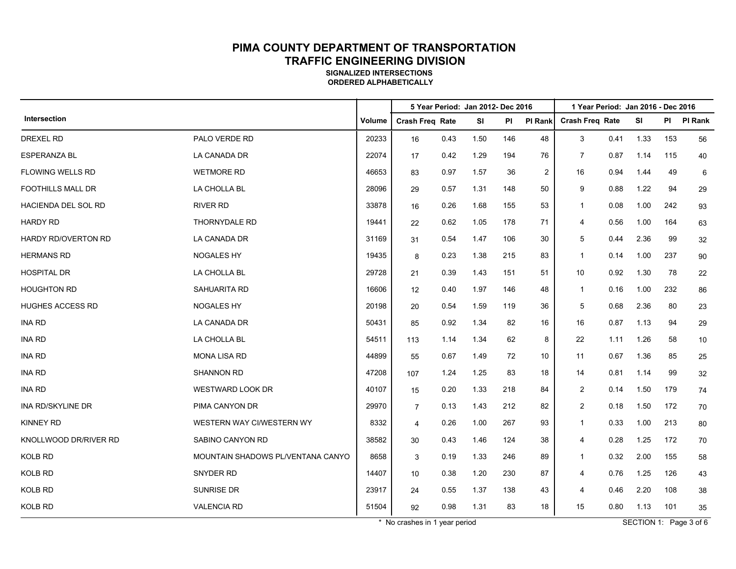# PIMA COUNTY DEPARTMENT OF TRANSPORTATION

## TRAFFIC ENGINEERING DIVISION

**SIGNALIZED INTERSECTIONS**

**ORDERED ALPHABETICALLY**

| Intersection | | Volume | 5 Year Period: Jan 2012- Dec 2016 | | | | | 1 Year Period: Jan 2016 - Dec 2016 | | | | |
|---|---|---|---|---|---|---|---|---|---|---|---|---|
| | | | Crash Freq | Rate | SI | PI | PI Rank | Crash Freq | Rate | SI | PI | PI Rank |
| DREXEL RD | PALO VERDE RD | 20233 | 16 | 0.43 | 1.50 | 146 | 48 | 3 | 0.41 | 1.33 | 153 | 56 |
| ESPERANZA BL | LA CANADA DR | 22074 | 17 | 0.42 | 1.29 | 194 | 76 | 7 | 0.87 | 1.14 | 115 | 40 |
| FLOWING WELLS RD | WETMORE RD | 46653 | 83 | 0.97 | 1.57 | 36 | 2 | 16 | 0.94 | 1.44 | 49 | 6 |
| FOOTHILLS MALL DR | LA CHOLLA BL | 28096 | 29 | 0.57 | 1.31 | 148 | 50 | 9 | 0.88 | 1.22 | 94 | 29 |
| HACIENDA DEL SOL RD | RIVER RD | 33878 | 16 | 0.26 | 1.68 | 155 | 53 | 1 | 0.08 | 1.00 | 242 | 93 |
| HARDY RD | THORNYDALE RD | 19441 | 22 | 0.62 | 1.05 | 178 | 71 | 4 | 0.56 | 1.00 | 164 | 63 |
| HARDY RD/OVERTON RD | LA CANADA DR | 31169 | 31 | 0.54 | 1.47 | 106 | 30 | 5 | 0.44 | 2.36 | 99 | 32 |
| HERMANS RD | NOGALES HY | 19435 | 8 | 0.23 | 1.38 | 215 | 83 | 1 | 0.14 | 1.00 | 237 | 90 |
| HOSPITAL DR | LA CHOLLA BL | 29728 | 21 | 0.39 | 1.43 | 151 | 51 | 10 | 0.92 | 1.30 | 78 | 22 |
| HOUGHTON RD | SAHUARITA RD | 16606 | 12 | 0.40 | 1.97 | 146 | 48 | 1 | 0.16 | 1.00 | 232 | 86 |
| HUGHES ACCESS RD | NOGALES HY | 20198 | 20 | 0.54 | 1.59 | 119 | 36 | 5 | 0.68 | 2.36 | 80 | 23 |
| INA RD | LA CANADA DR | 50431 | 85 | 0.92 | 1.34 | 82 | 16 | 16 | 0.87 | 1.13 | 94 | 29 |
| INA RD | LA CHOLLA BL | 54511 | 113 | 1.14 | 1.34 | 62 | 8 | 22 | 1.11 | 1.26 | 58 | 10 |
| INA RD | MONA LISA RD | 44899 | 55 | 0.67 | 1.49 | 72 | 10 | 11 | 0.67 | 1.36 | 85 | 25 |
| INA RD | SHANNON RD | 47208 | 107 | 1.24 | 1.25 | 83 | 18 | 14 | 0.81 | 1.14 | 99 | 32 |
| INA RD | WESTWARD LOOK DR | 40107 | 15 | 0.20 | 1.33 | 218 | 84 | 2 | 0.14 | 1.50 | 179 | 74 |
| INA RD/SKYLINE DR | PIMA CANYON DR | 29970 | 7 | 0.13 | 1.43 | 212 | 82 | 2 | 0.18 | 1.50 | 172 | 70 |
| KINNEY RD | WESTERN WAY CI/WESTERN WY | 8332 | 4 | 0.26 | 1.00 | 267 | 93 | 1 | 0.33 | 1.00 | 213 | 80 |
| KNOLLWOOD DR/RIVER RD | SABINO CANYON RD | 38582 | 30 | 0.43 | 1.46 | 124 | 38 | 4 | 0.28 | 1.25 | 172 | 70 |
| KOLB RD | MOUNTAIN SHADOWS PL/VENTANA CANYO | 8658 | 3 | 0.19 | 1.33 | 246 | 89 | 1 | 0.32 | 2.00 | 155 | 58 |
| KOLB RD | SNYDER RD | 14407 | 10 | 0.38 | 1.20 | 230 | 87 | 4 | 0.76 | 1.25 | 126 | 43 |
| KOLB RD | SUNRISE DR | 23917 | 24 | 0.55 | 1.37 | 138 | 43 | 4 | 0.46 | 2.20 | 108 | 38 |
| KOLB RD | VALENCIA RD | 51504 | 92 | 0.98 | 1.31 | 83 | 18 | 15 | 0.80 | 1.13 | 101 | 35 |

* No crashes in 1 year period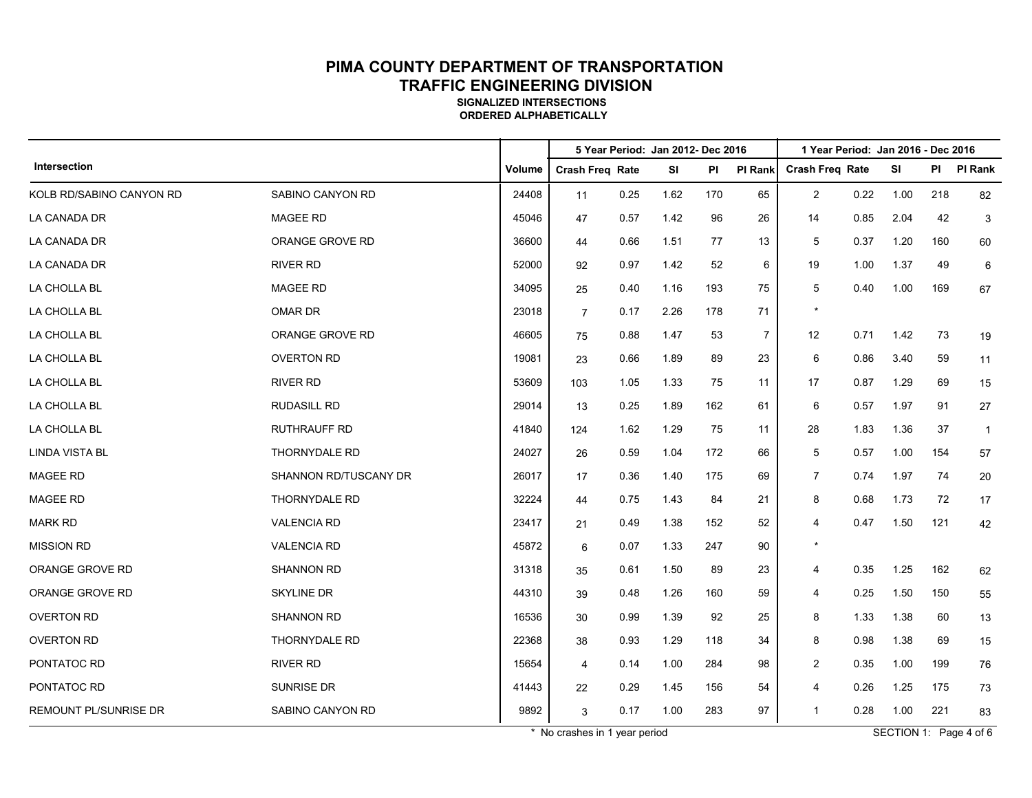# PIMA COUNTY DEPARTMENT OF TRANSPORTATION
## TRAFFIC ENGINEERING DIVISION
### SIGNALIZED INTERSECTIONS
### ORDERED ALPHABETICALLY

| Intersection | | Volume | 5 Year Period: Jan 2012- Dec 2016 | | | | | 1 Year Period: Jan 2016 - Dec 2016 | | | | |
|---|---|---|---|---|---|---|---|---|---|---|---|---|
| | | | Crash Freq | Rate | SI | PI | PI Rank | Crash Freq | Rate | SI | PI | PI Rank |
| KOLB RD/SABINO CANYON RD | SABINO CANYON RD | 24408 | 11 | 0.25 | 1.62 | 170 | 65 | 2 | 0.22 | 1.00 | 218 | 82 |
| LA CANADA DR | MAGEE RD | 45046 | 47 | 0.57 | 1.42 | 96 | 26 | 14 | 0.85 | 2.04 | 42 | 3 |
| LA CANADA DR | ORANGE GROVE RD | 36600 | 44 | 0.66 | 1.51 | 77 | 13 | 5 | 0.37 | 1.20 | 160 | 60 |
| LA CANADA DR | RIVER RD | 52000 | 92 | 0.97 | 1.42 | 52 | 6 | 19 | 1.00 | 1.37 | 49 | 6 |
| LA CHOLLA BL | MAGEE RD | 34095 | 25 | 0.40 | 1.16 | 193 | 75 | 5 | 0.40 | 1.00 | 169 | 67 |
| LA CHOLLA BL | OMAR DR | 23018 | 7 | 0.17 | 2.26 | 178 | 71 | * | | | | |
| LA CHOLLA BL | ORANGE GROVE RD | 46605 | 75 | 0.88 | 1.47 | 53 | 7 | 12 | 0.71 | 1.42 | 73 | 19 |
| LA CHOLLA BL | OVERTON RD | 19081 | 23 | 0.66 | 1.89 | 89 | 23 | 6 | 0.86 | 3.40 | 59 | 11 |
| LA CHOLLA BL | RIVER RD | 53609 | 103 | 1.05 | 1.33 | 75 | 11 | 17 | 0.87 | 1.29 | 69 | 15 |
| LA CHOLLA BL | RUDASILL RD | 29014 | 13 | 0.25 | 1.89 | 162 | 61 | 6 | 0.57 | 1.97 | 91 | 27 |
| LA CHOLLA BL | RUTHRAUFF RD | 41840 | 124 | 1.62 | 1.29 | 75 | 11 | 28 | 1.83 | 1.36 | 37 | 1 |
| LINDA VISTA BL | THORNYDALE RD | 24027 | 26 | 0.59 | 1.04 | 172 | 66 | 5 | 0.57 | 1.00 | 154 | 57 |
| MAGEE RD | SHANNON RD/TUSCANY DR | 26017 | 17 | 0.36 | 1.40 | 175 | 69 | 7 | 0.74 | 1.97 | 74 | 20 |
| MAGEE RD | THORNYDALE RD | 32224 | 44 | 0.75 | 1.43 | 84 | 21 | 8 | 0.68 | 1.73 | 72 | 17 |
| MARK RD | VALENCIA RD | 23417 | 21 | 0.49 | 1.38 | 152 | 52 | 4 | 0.47 | 1.50 | 121 | 42 |
| MISSION RD | VALENCIA RD | 45872 | 6 | 0.07 | 1.33 | 247 | 90 | * | | | | |
| ORANGE GROVE RD | SHANNON RD | 31318 | 35 | 0.61 | 1.50 | 89 | 23 | 4 | 0.35 | 1.25 | 162 | 62 |
| ORANGE GROVE RD | SKYLINE DR | 44310 | 39 | 0.48 | 1.26 | 160 | 59 | 4 | 0.25 | 1.50 | 150 | 55 |
| OVERTON RD | SHANNON RD | 16536 | 30 | 0.99 | 1.39 | 92 | 25 | 8 | 1.33 | 1.38 | 60 | 13 |
| OVERTON RD | THORNYDALE RD | 22368 | 38 | 0.93 | 1.29 | 118 | 34 | 8 | 0.98 | 1.38 | 69 | 15 |
| PONTATOC RD | RIVER RD | 15654 | 4 | 0.14 | 1.00 | 284 | 98 | 2 | 0.35 | 1.00 | 199 | 76 |
| PONTATOC RD | SUNRISE DR | 41443 | 22 | 0.29 | 1.45 | 156 | 54 | 4 | 0.26 | 1.25 | 175 | 73 |
| REMOUNT PL/SUNRISE DR | SABINO CANYON RD | 9892 | 3 | 0.17 | 1.00 | 283 | 97 | 1 | 0.28 | 1.00 | 221 | 83 |

\* No crashes in 1 year period

SECTION 1: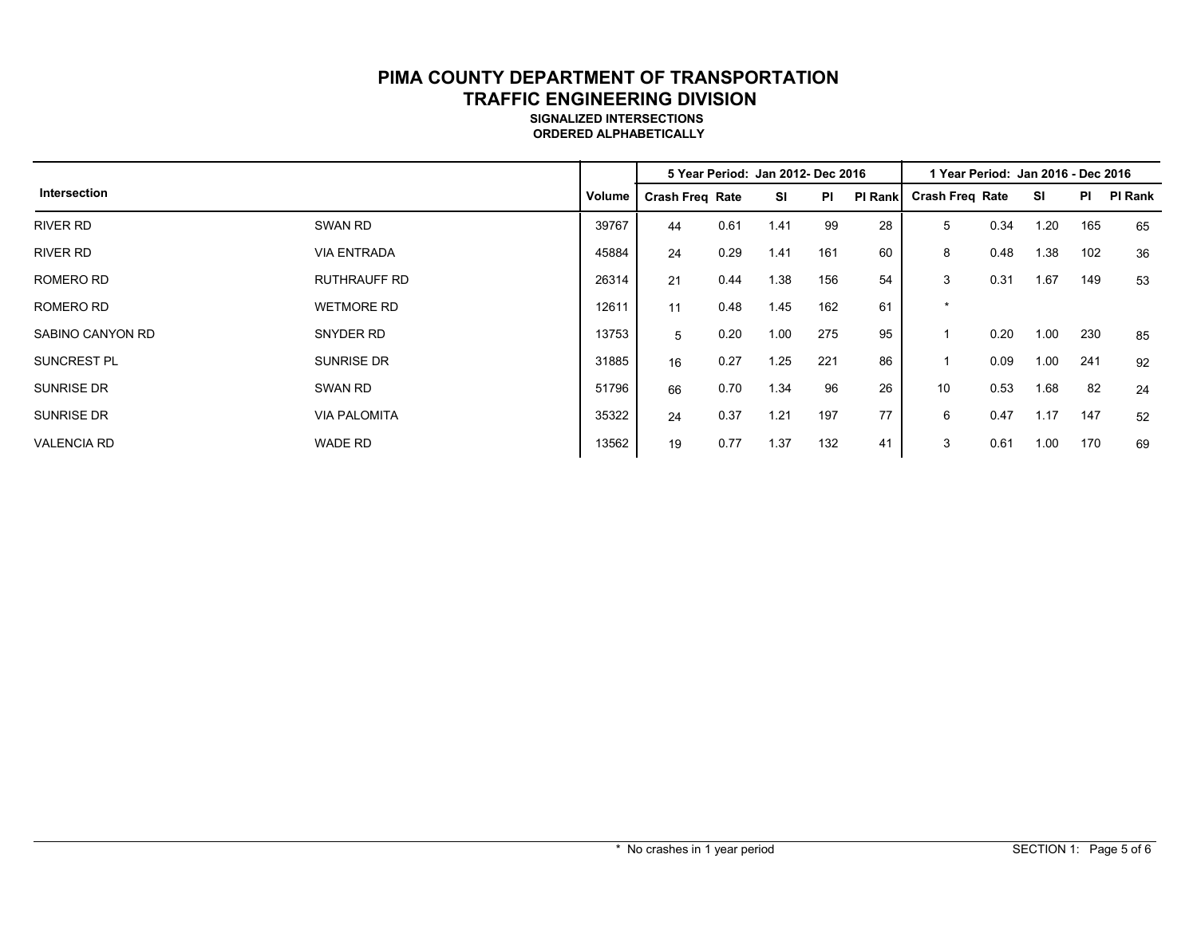# PIMA COUNTY DEPARTMENT OF TRANSPORTATION
## TRAFFIC ENGINEERING DIVISION
### SIGNALIZED INTERSECTIONS
### ORDERED ALPHABETICALLY

| Intersection | | Volume | 5 Year Period: Jan 2012- Dec 2016 | | | | | 1 Year Period: Jan 2016 - Dec 2016 | | | | |
|---|---|---|---|---|---|---|---|---|---|---|---|---|
| | | | Crash Freq | Rate | SI | PI | PI Rank | Crash Freq | Rate | SI | PI | PI Rank |
| RIVER RD | SWAN RD | 39767 | 44 | 0.61 | 1.41 | 99 | 28 | 5 | 0.34 | 1.20 | 165 | 65 |
| RIVER RD | VIA ENTRADA | 45884 | 24 | 0.29 | 1.41 | 161 | 60 | 8 | 0.48 | 1.38 | 102 | 36 |
| ROMERO RD | RUTHRAUFF RD | 26314 | 21 | 0.44 | 1.38 | 156 | 54 | 3 | 0.31 | 1.67 | 149 | 53 |
| ROMERO RD | WETMORE RD | 12611 | 11 | 0.48 | 1.45 | 162 | 61 | * | | | | |
| SABINO CANYON RD | SNYDER RD | 13753 | 5 | 0.20 | 1.00 | 275 | 95 | 1 | 0.20 | 1.00 | 230 | 85 |
| SUNCREST PL | SUNRISE DR | 31885 | 16 | 0.27 | 1.25 | 221 | 86 | 1 | 0.09 | 1.00 | 241 | 92 |
| SUNRISE DR | SWAN RD | 51796 | 66 | 0.70 | 1.34 | 96 | 26 | 10 | 0.53 | 1.68 | 82 | 24 |
| SUNRISE DR | VIA PALOMITA | 35322 | 24 | 0.37 | 1.21 | 197 | 77 | 6 | 0.47 | 1.17 | 147 | 52 |
| VALENCIA RD | WADE RD | 13562 | 19 | 0.77 | 1.37 | 132 | 41 | 3 | 0.61 | 1.00 | 170 | 69 |

\* No crashes in 1 year period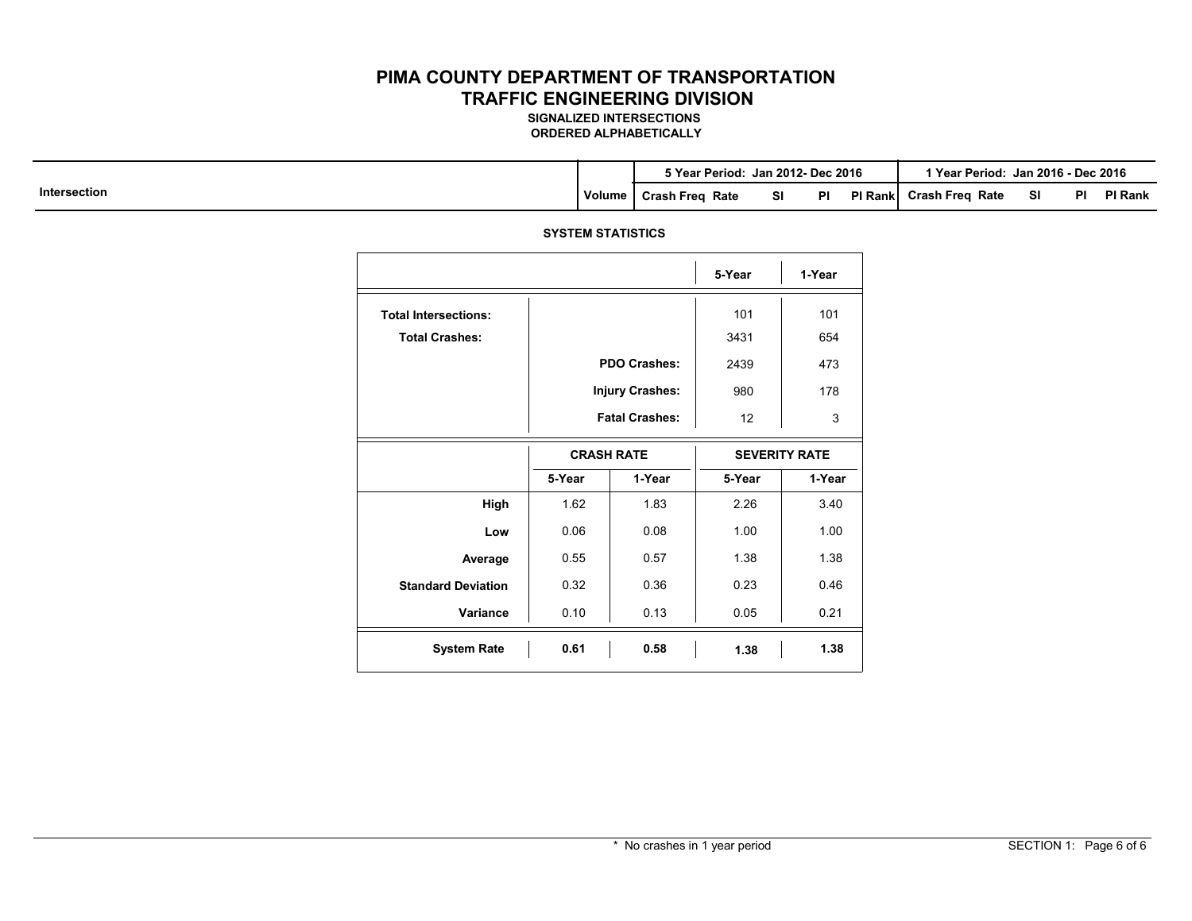# PIMA COUNTY DEPARTMENT OF TRANSPORTATION
## TRAFFIC ENGINEERING DIVISION
### SIGNALIZED INTERSECTIONS
### ORDERED ALPHABETICALLY

| Intersection | Volume | 5 Year Period: Jan 2012- Dec 2016 | | | | | 1 Year Period: Jan 2016 - Dec 2016 | | | | |
|---|---|---|---|---|---|---|---|---|---|---|---|
| | | Crash Freq | Rate | SI | PI | PI Rank | Crash Freq | Rate | SI | PI | PI Rank |

**SYSTEM STATISTICS**

| | | | 5-Year | 1-Year |
|---|---|---|---|---|
| **Total Intersections:** | | | 101 | 101 |
| **Total Crashes:** | | | 3431 | 654 |
| | | **PDO Crashes:** | 2439 | 473 |
| | | **Injury Crashes:** | 980 | 178 |
| | | **Fatal Crashes:** | 12 | 3 |

| | CRASH RATE | | SEVERITY RATE | |
|---|---|---|---|---|
| | 5-Year | 1-Year | 5-Year | 1-Year |
| **High** | 1.62 | 1.83 | 2.26 | 3.40 |
| **Low** | 0.06 | 0.08 | 1.00 | 1.00 |
| **Average** | 0.55 | 0.57 | 1.38 | 1.38 |
| **Standard Deviation** | 0.32 | 0.36 | 0.23 | 0.46 |
| **Variance** | 0.10 | 0.13 | 0.05 | 0.21 |
| **System Rate** | **0.61** | **0.58** | **1.38** | **1.38** |

\* No crashes in 1 year period